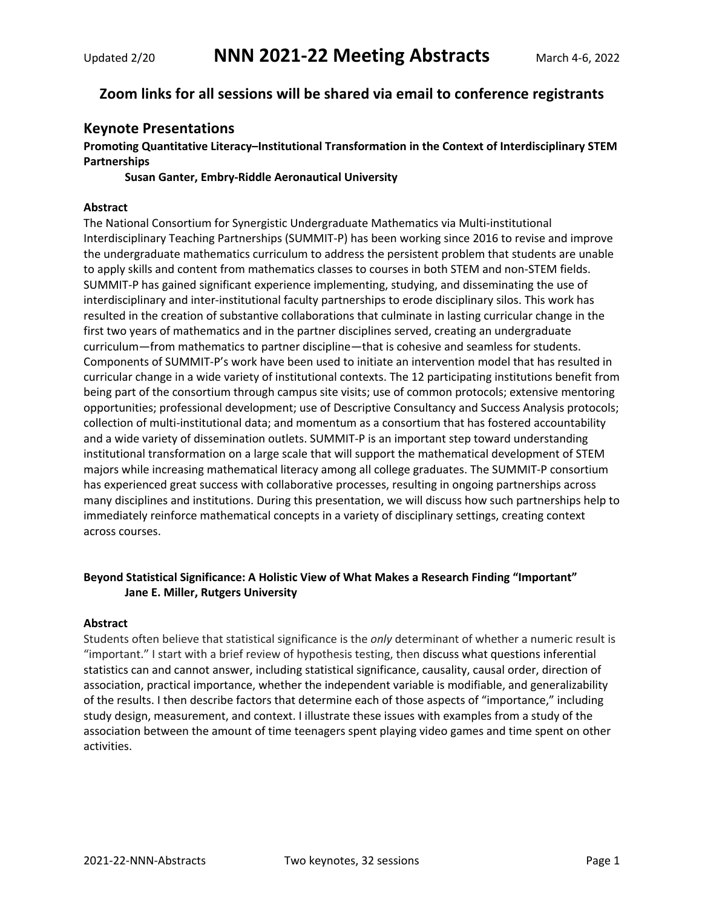# NNN 2021-22 Meeting Abstracts

Updated 2/20 — March 4-6, 2022

## Zoom links for all sessions will be shared via email to conference registrants

## Keynote Presentations

**Promoting Quantitative Literacy–Institutional Transformation in the Context of Interdisciplinary STEM Partnerships**

**Susan Ganter, Embry-Riddle Aeronautical University**

**Abstract**

The National Consortium for Synergistic Undergraduate Mathematics via Multi-institutional Interdisciplinary Teaching Partnerships (SUMMIT-P) has been working since 2016 to revise and improve the undergraduate mathematics curriculum to address the persistent problem that students are unable to apply skills and content from mathematics classes to courses in both STEM and non-STEM fields. SUMMIT-P has gained significant experience implementing, studying, and disseminating the use of interdisciplinary and inter-institutional faculty partnerships to erode disciplinary silos. This work has resulted in the creation of substantive collaborations that culminate in lasting curricular change in the first two years of mathematics and in the partner disciplines served, creating an undergraduate curriculum—from mathematics to partner discipline—that is cohesive and seamless for students. Components of SUMMIT-P's work have been used to initiate an intervention model that has resulted in curricular change in a wide variety of institutional contexts. The 12 participating institutions benefit from being part of the consortium through campus site visits; use of common protocols; extensive mentoring opportunities; professional development; use of Descriptive Consultancy and Success Analysis protocols; collection of multi-institutional data; and momentum as a consortium that has fostered accountability and a wide variety of dissemination outlets. SUMMIT-P is an important step toward understanding institutional transformation on a large scale that will support the mathematical development of STEM majors while increasing mathematical literacy among all college graduates. The SUMMIT-P consortium has experienced great success with collaborative processes, resulting in ongoing partnerships across many disciplines and institutions. During this presentation, we will discuss how such partnerships help to immediately reinforce mathematical concepts in a variety of disciplinary settings, creating context across courses.

**Beyond Statistical Significance: A Holistic View of What Makes a Research Finding "Important"**

**Jane E. Miller, Rutgers University**

**Abstract**

Students often believe that statistical significance is the *only* determinant of whether a numeric result is "important." I start with a brief review of hypothesis testing, then discuss what questions inferential statistics can and cannot answer, including statistical significance, causality, causal order, direction of association, practical importance, whether the independent variable is modifiable, and generalizability of the results. I then describe factors that determine each of those aspects of "importance," including study design, measurement, and context. I illustrate these issues with examples from a study of the association between the amount of time teenagers spent playing video games and time spent on other activities.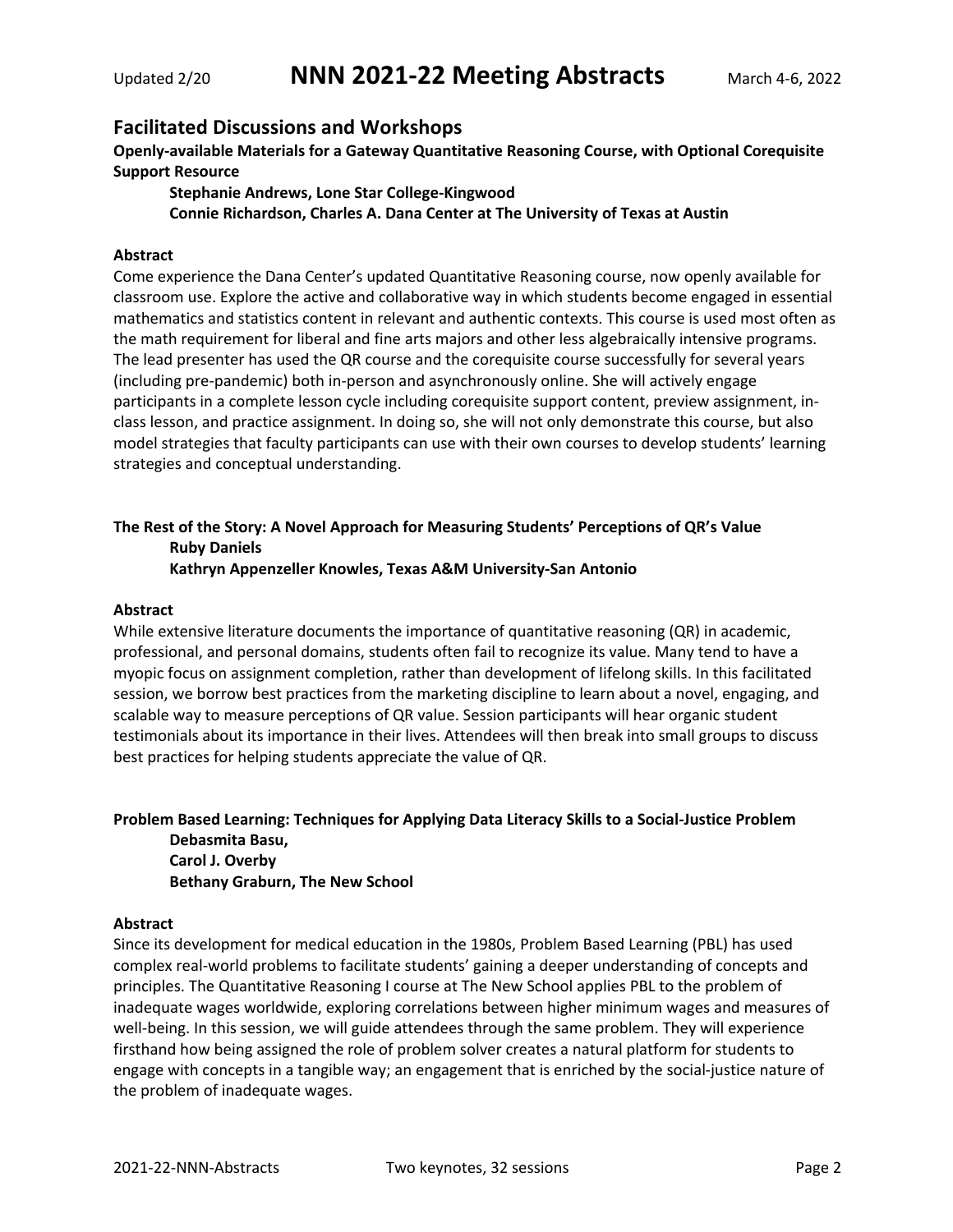## Facilitated Discussions and Workshops

**Openly-available Materials for a Gateway Quantitative Reasoning Course, with Optional Corequisite Support Resource**

**Stephanie Andrews, Lone Star College-Kingwood**
**Connie Richardson, Charles A. Dana Center at The University of Texas at Austin**

**Abstract**

Come experience the Dana Center's updated Quantitative Reasoning course, now openly available for classroom use. Explore the active and collaborative way in which students become engaged in essential mathematics and statistics content in relevant and authentic contexts. This course is used most often as the math requirement for liberal and fine arts majors and other less algebraically intensive programs. The lead presenter has used the QR course and the corequisite course successfully for several years (including pre-pandemic) both in-person and asynchronously online. She will actively engage participants in a complete lesson cycle including corequisite support content, preview assignment, in-class lesson, and practice assignment. In doing so, she will not only demonstrate this course, but also model strategies that faculty participants can use with their own courses to develop students' learning strategies and conceptual understanding.

**The Rest of the Story: A Novel Approach for Measuring Students' Perceptions of QR's Value**

**Ruby Daniels**
**Kathryn Appenzeller Knowles, Texas A&M University-San Antonio**

**Abstract**

While extensive literature documents the importance of quantitative reasoning (QR) in academic, professional, and personal domains, students often fail to recognize its value. Many tend to have a myopic focus on assignment completion, rather than development of lifelong skills. In this facilitated session, we borrow best practices from the marketing discipline to learn about a novel, engaging, and scalable way to measure perceptions of QR value. Session participants will hear organic student testimonials about its importance in their lives. Attendees will then break into small groups to discuss best practices for helping students appreciate the value of QR.

**Problem Based Learning: Techniques for Applying Data Literacy Skills to a Social-Justice Problem**

**Debasmita Basu,**
**Carol J. Overby**
**Bethany Graburn, The New School**

**Abstract**

Since its development for medical education in the 1980s, Problem Based Learning (PBL) has used complex real-world problems to facilitate students' gaining a deeper understanding of concepts and principles. The Quantitative Reasoning I course at The New School applies PBL to the problem of inadequate wages worldwide, exploring correlations between higher minimum wages and measures of well-being. In this session, we will guide attendees through the same problem. They will experience firsthand how being assigned the role of problem solver creates a natural platform for students to engage with concepts in a tangible way; an engagement that is enriched by the social-justice nature of the problem of inadequate wages.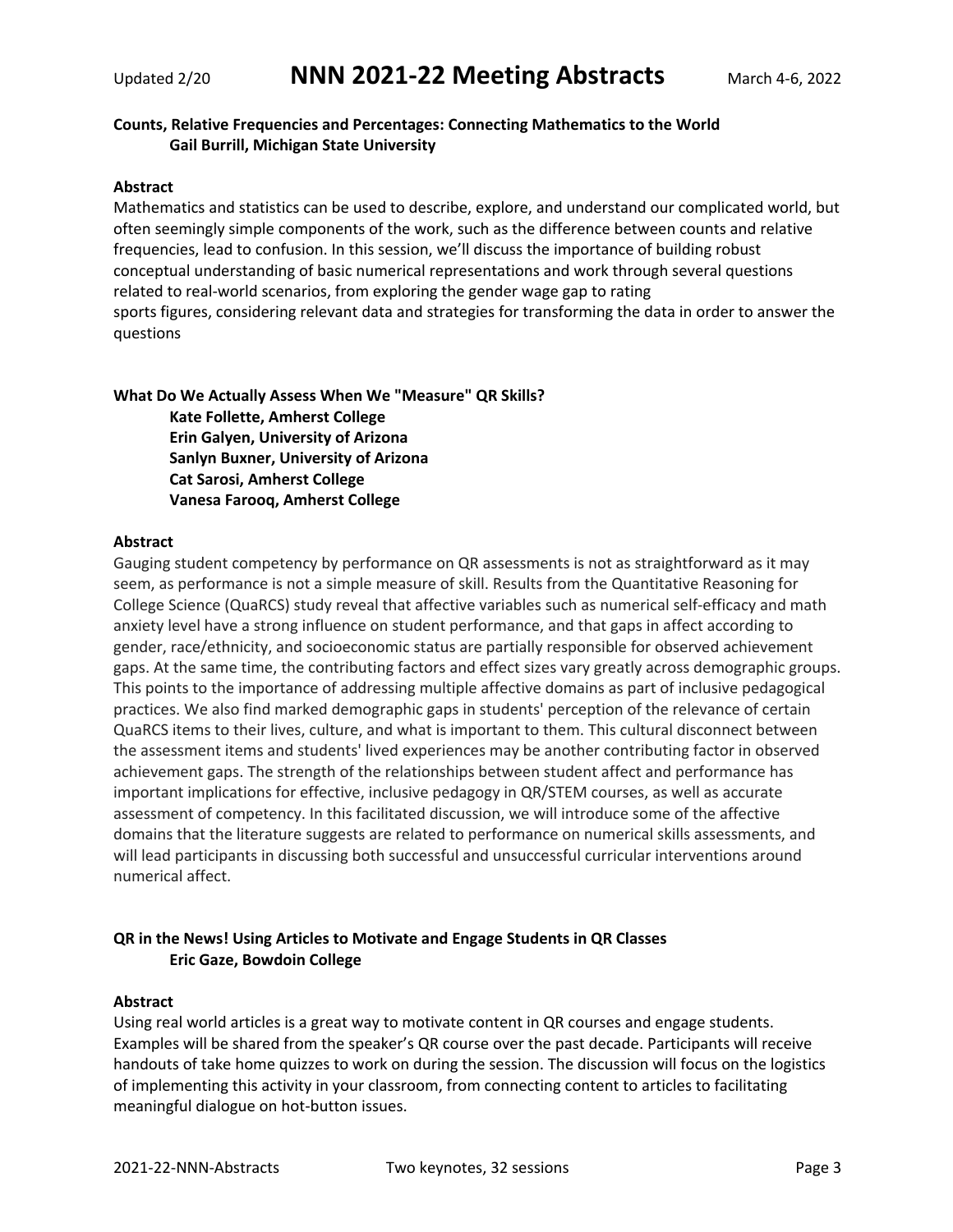**Counts, Relative Frequencies and Percentages: Connecting Mathematics to the World**
**Gail Burrill, Michigan State University**

**Abstract**
Mathematics and statistics can be used to describe, explore, and understand our complicated world, but often seemingly simple components of the work, such as the difference between counts and relative frequencies, lead to confusion. In this session, we'll discuss the importance of building robust conceptual understanding of basic numerical representations and work through several questions related to real-world scenarios, from exploring the gender wage gap to rating sports figures, considering relevant data and strategies for transforming the data in order to answer the questions

**What Do We Actually Assess When We "Measure" QR Skills?**
**Kate Follette, Amherst College**
**Erin Galyen, University of Arizona**
**Sanlyn Buxner, University of Arizona**
**Cat Sarosi, Amherst College**
**Vanesa Farooq, Amherst College**

**Abstract**
Gauging student competency by performance on QR assessments is not as straightforward as it may seem, as performance is not a simple measure of skill. Results from the Quantitative Reasoning for College Science (QuaRCS) study reveal that affective variables such as numerical self-efficacy and math anxiety level have a strong influence on student performance, and that gaps in affect according to gender, race/ethnicity, and socioeconomic status are partially responsible for observed achievement gaps. At the same time, the contributing factors and effect sizes vary greatly across demographic groups. This points to the importance of addressing multiple affective domains as part of inclusive pedagogical practices. We also find marked demographic gaps in students' perception of the relevance of certain QuaRCS items to their lives, culture, and what is important to them. This cultural disconnect between the assessment items and students' lived experiences may be another contributing factor in observed achievement gaps. The strength of the relationships between student affect and performance has important implications for effective, inclusive pedagogy in QR/STEM courses, as well as accurate assessment of competency. In this facilitated discussion, we will introduce some of the affective domains that the literature suggests are related to performance on numerical skills assessments, and will lead participants in discussing both successful and unsuccessful curricular interventions around numerical affect.

**QR in the News! Using Articles to Motivate and Engage Students in QR Classes**
**Eric Gaze, Bowdoin College**

**Abstract**
Using real world articles is a great way to motivate content in QR courses and engage students. Examples will be shared from the speaker's QR course over the past decade. Participants will receive handouts of take home quizzes to work on during the session. The discussion will focus on the logistics of implementing this activity in your classroom, from connecting content to articles to facilitating meaningful dialogue on hot-button issues.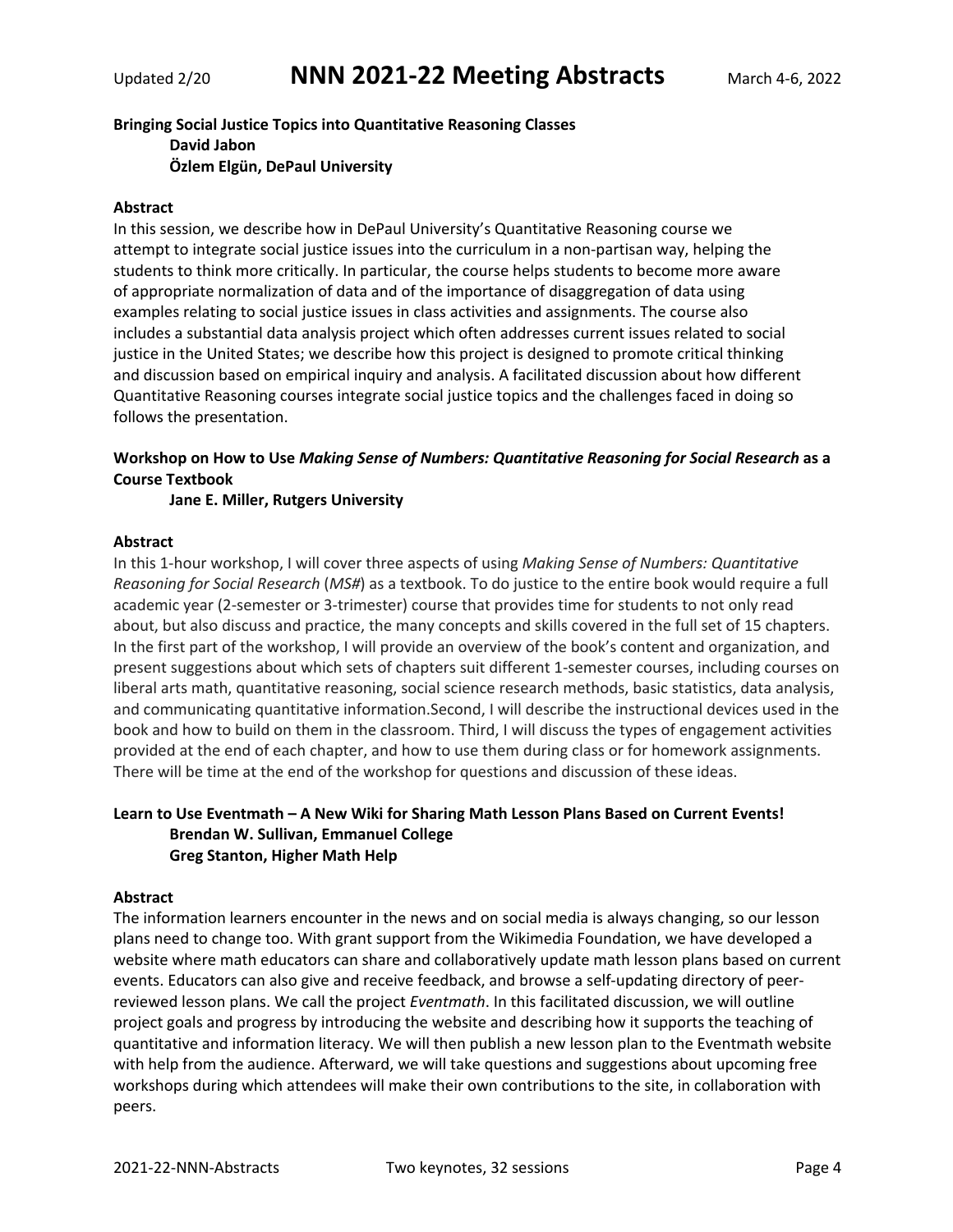**Bringing Social Justice Topics into Quantitative Reasoning Classes**
**David Jabon**
**Özlem Elgün, DePaul University**

**Abstract**

In this session, we describe how in DePaul University's Quantitative Reasoning course we attempt to integrate social justice issues into the curriculum in a non-partisan way, helping the students to think more critically. In particular, the course helps students to become more aware of appropriate normalization of data and of the importance of disaggregation of data using examples relating to social justice issues in class activities and assignments. The course also includes a substantial data analysis project which often addresses current issues related to social justice in the United States; we describe how this project is designed to promote critical thinking and discussion based on empirical inquiry and analysis. A facilitated discussion about how different Quantitative Reasoning courses integrate social justice topics and the challenges faced in doing so follows the presentation.

**Workshop on How to Use *Making Sense of Numbers: Quantitative Reasoning for Social Research* as a Course Textbook**
**Jane E. Miller, Rutgers University**

**Abstract**

In this 1-hour workshop, I will cover three aspects of using *Making Sense of Numbers: Quantitative Reasoning for Social Research* (*MS#*) as a textbook. To do justice to the entire book would require a full academic year (2-semester or 3-trimester) course that provides time for students to not only read about, but also discuss and practice, the many concepts and skills covered in the full set of 15 chapters. In the first part of the workshop, I will provide an overview of the book's content and organization, and present suggestions about which sets of chapters suit different 1-semester courses, including courses on liberal arts math, quantitative reasoning, social science research methods, basic statistics, data analysis, and communicating quantitative information.Second, I will describe the instructional devices used in the book and how to build on them in the classroom. Third, I will discuss the types of engagement activities provided at the end of each chapter, and how to use them during class or for homework assignments. There will be time at the end of the workshop for questions and discussion of these ideas.

**Learn to Use Eventmath – A New Wiki for Sharing Math Lesson Plans Based on Current Events!**
**Brendan W. Sullivan, Emmanuel College**
**Greg Stanton, Higher Math Help**

**Abstract**

The information learners encounter in the news and on social media is always changing, so our lesson plans need to change too. With grant support from the Wikimedia Foundation, we have developed a website where math educators can share and collaboratively update math lesson plans based on current events. Educators can also give and receive feedback, and browse a self-updating directory of peer-reviewed lesson plans. We call the project *Eventmath*. In this facilitated discussion, we will outline project goals and progress by introducing the website and describing how it supports the teaching of quantitative and information literacy. We will then publish a new lesson plan to the Eventmath website with help from the audience. Afterward, we will take questions and suggestions about upcoming free workshops during which attendees will make their own contributions to the site, in collaboration with peers.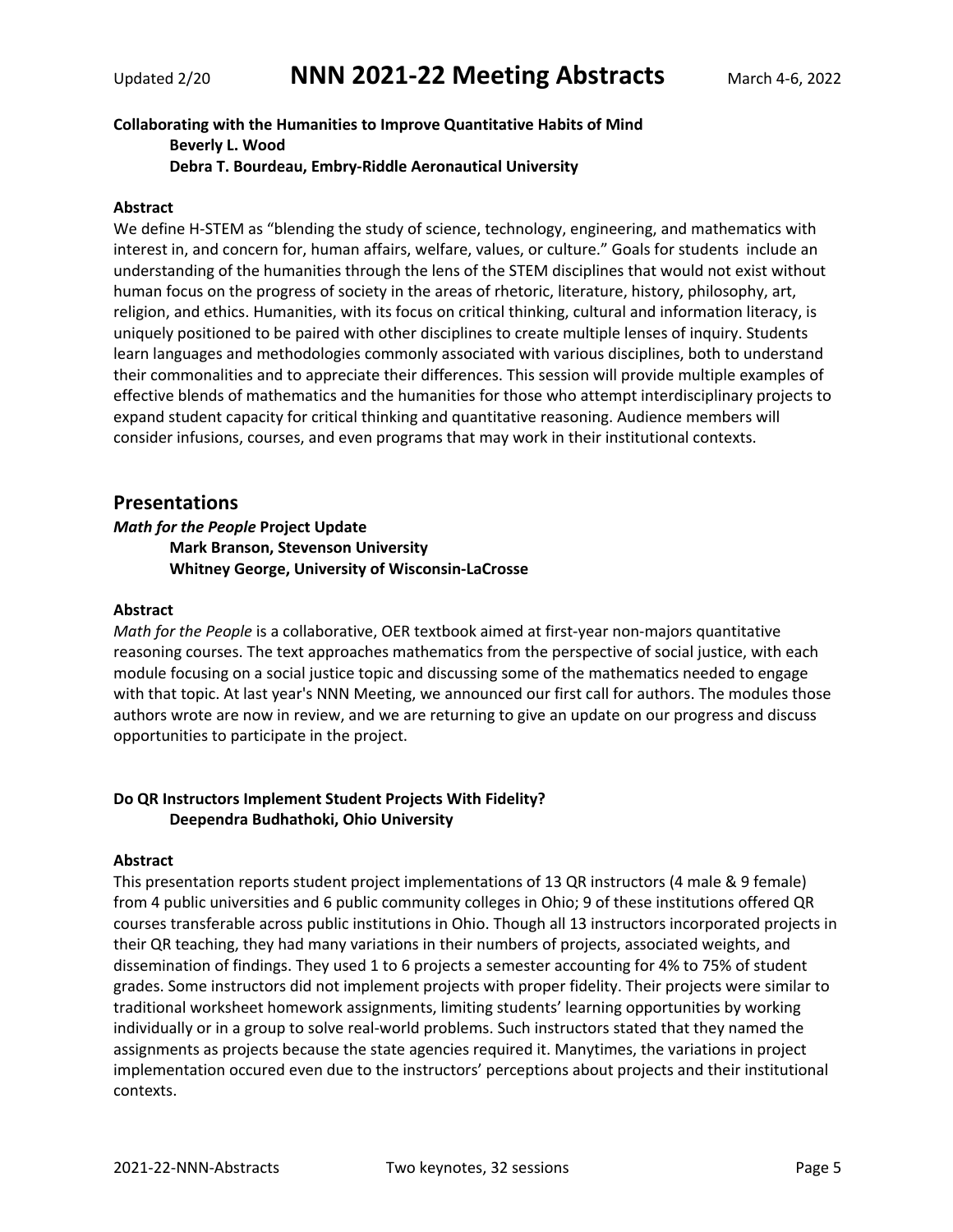**Collaborating with the Humanities to Improve Quantitative Habits of Mind**

**Beverly L. Wood**

**Debra T. Bourdeau, Embry-Riddle Aeronautical University**

**Abstract**

We define H-STEM as "blending the study of science, technology, engineering, and mathematics with interest in, and concern for, human affairs, welfare, values, or culture." Goals for students include an understanding of the humanities through the lens of the STEM disciplines that would not exist without human focus on the progress of society in the areas of rhetoric, literature, history, philosophy, art, religion, and ethics. Humanities, with its focus on critical thinking, cultural and information literacy, is uniquely positioned to be paired with other disciplines to create multiple lenses of inquiry. Students learn languages and methodologies commonly associated with various disciplines, both to understand their commonalities and to appreciate their differences. This session will provide multiple examples of effective blends of mathematics and the humanities for those who attempt interdisciplinary projects to expand student capacity for critical thinking and quantitative reasoning. Audience members will consider infusions, courses, and even programs that may work in their institutional contexts.

## Presentations

***Math for the People* Project Update**

**Mark Branson, Stevenson University**

**Whitney George, University of Wisconsin-LaCrosse**

**Abstract**

*Math for the People* is a collaborative, OER textbook aimed at first-year non-majors quantitative reasoning courses. The text approaches mathematics from the perspective of social justice, with each module focusing on a social justice topic and discussing some of the mathematics needed to engage with that topic. At last year's NNN Meeting, we announced our first call for authors. The modules those authors wrote are now in review, and we are returning to give an update on our progress and discuss opportunities to participate in the project.

**Do QR Instructors Implement Student Projects With Fidelity?**

**Deependra Budhathoki, Ohio University**

**Abstract**

This presentation reports student project implementations of 13 QR instructors (4 male & 9 female) from 4 public universities and 6 public community colleges in Ohio; 9 of these institutions offered QR courses transferable across public institutions in Ohio. Though all 13 instructors incorporated projects in their QR teaching, they had many variations in their numbers of projects, associated weights, and dissemination of findings. They used 1 to 6 projects a semester accounting for 4% to 75% of student grades. Some instructors did not implement projects with proper fidelity. Their projects were similar to traditional worksheet homework assignments, limiting students' learning opportunities by working individually or in a group to solve real-world problems. Such instructors stated that they named the assignments as projects because the state agencies required it. Manytimes, the variations in project implementation occured even due to the instructors' perceptions about projects and their institutional contexts.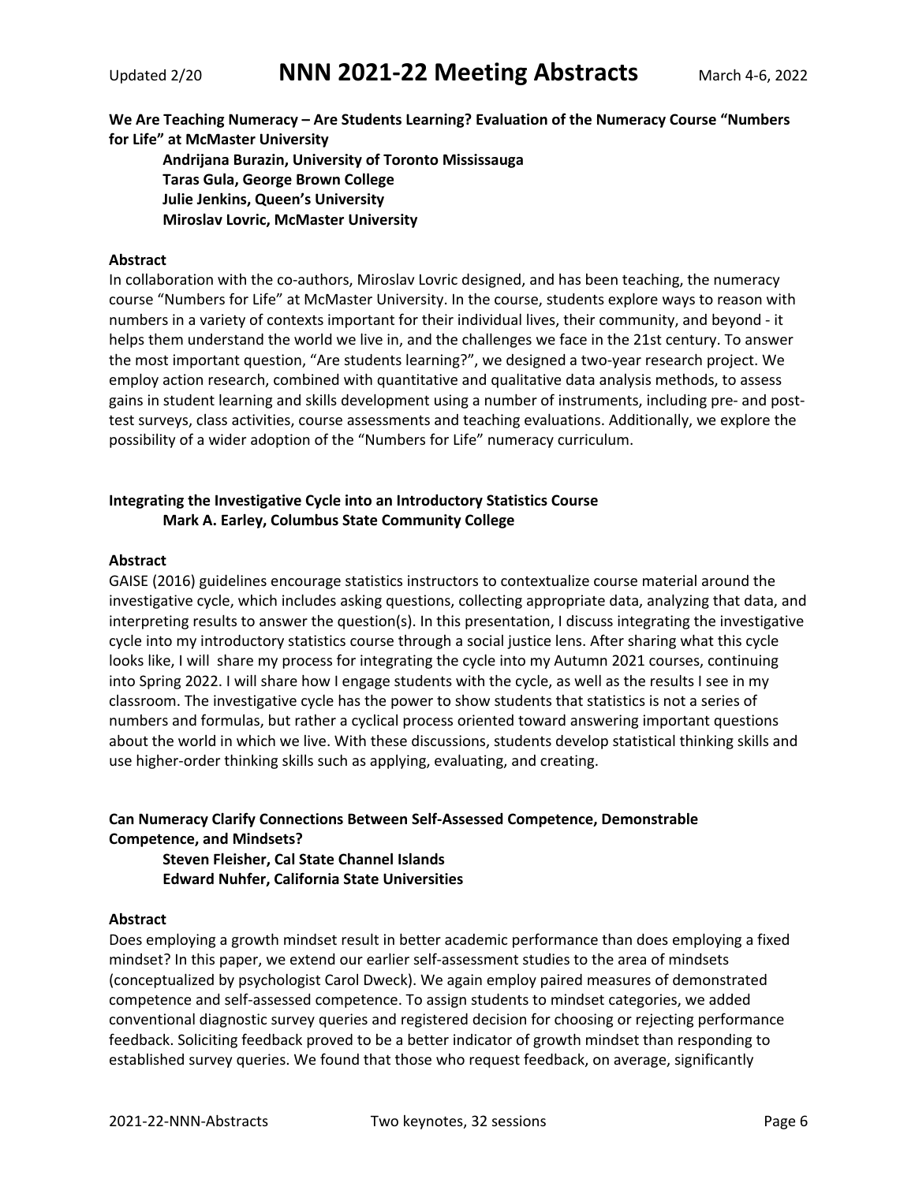**We Are Teaching Numeracy – Are Students Learning? Evaluation of the Numeracy Course "Numbers for Life" at McMaster University**

**Andrijana Burazin, University of Toronto Mississauga**
**Taras Gula, George Brown College**
**Julie Jenkins, Queen's University**
**Miroslav Lovric, McMaster University**

**Abstract**

In collaboration with the co-authors, Miroslav Lovric designed, and has been teaching, the numeracy course "Numbers for Life" at McMaster University. In the course, students explore ways to reason with numbers in a variety of contexts important for their individual lives, their community, and beyond - it helps them understand the world we live in, and the challenges we face in the 21st century. To answer the most important question, "Are students learning?", we designed a two-year research project. We employ action research, combined with quantitative and qualitative data analysis methods, to assess gains in student learning and skills development using a number of instruments, including pre- and post-test surveys, class activities, course assessments and teaching evaluations. Additionally, we explore the possibility of a wider adoption of the "Numbers for Life" numeracy curriculum.

**Integrating the Investigative Cycle into an Introductory Statistics Course**

**Mark A. Earley, Columbus State Community College**

**Abstract**

GAISE (2016) guidelines encourage statistics instructors to contextualize course material around the investigative cycle, which includes asking questions, collecting appropriate data, analyzing that data, and interpreting results to answer the question(s). In this presentation, I discuss integrating the investigative cycle into my introductory statistics course through a social justice lens. After sharing what this cycle looks like, I will share my process for integrating the cycle into my Autumn 2021 courses, continuing into Spring 2022. I will share how I engage students with the cycle, as well as the results I see in my classroom. The investigative cycle has the power to show students that statistics is not a series of numbers and formulas, but rather a cyclical process oriented toward answering important questions about the world in which we live. With these discussions, students develop statistical thinking skills and use higher-order thinking skills such as applying, evaluating, and creating.

**Can Numeracy Clarify Connections Between Self-Assessed Competence, Demonstrable Competence, and Mindsets?**

**Steven Fleisher, Cal State Channel Islands**
**Edward Nuhfer, California State Universities**

**Abstract**

Does employing a growth mindset result in better academic performance than does employing a fixed mindset? In this paper, we extend our earlier self-assessment studies to the area of mindsets (conceptualized by psychologist Carol Dweck). We again employ paired measures of demonstrated competence and self-assessed competence. To assign students to mindset categories, we added conventional diagnostic survey queries and registered decision for choosing or rejecting performance feedback. Soliciting feedback proved to be a better indicator of growth mindset than responding to established survey queries. We found that those who request feedback, on average, significantly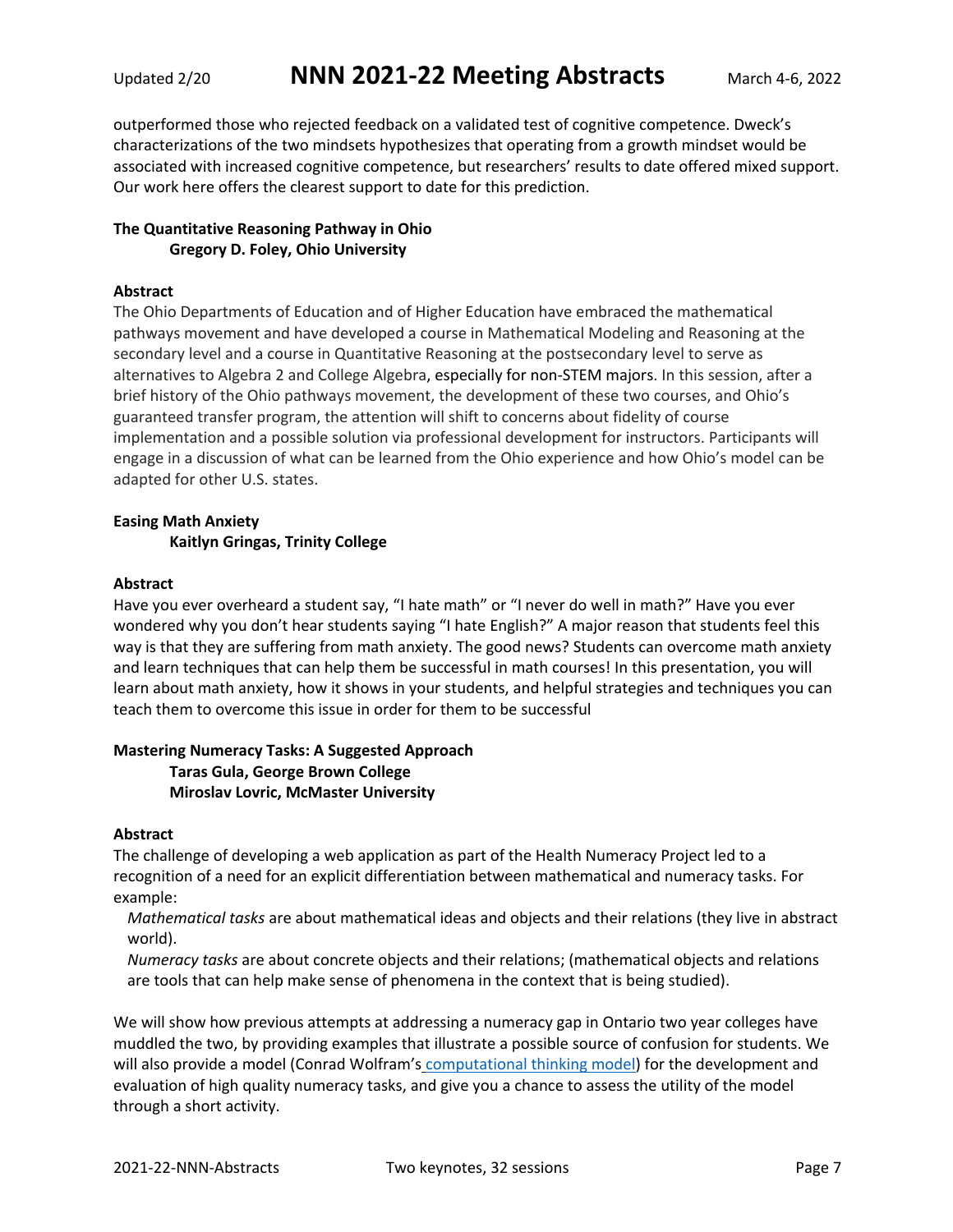outperformed those who rejected feedback on a validated test of cognitive competence. Dweck's characterizations of the two mindsets hypothesizes that operating from a growth mindset would be associated with increased cognitive competence, but researchers' results to date offered mixed support. Our work here offers the clearest support to date for this prediction.

**The Quantitative Reasoning Pathway in Ohio**
**Gregory D. Foley, Ohio University**

**Abstract**

The Ohio Departments of Education and of Higher Education have embraced the mathematical pathways movement and have developed a course in Mathematical Modeling and Reasoning at the secondary level and a course in Quantitative Reasoning at the postsecondary level to serve as alternatives to Algebra 2 and College Algebra, especially for non-STEM majors. In this session, after a brief history of the Ohio pathways movement, the development of these two courses, and Ohio's guaranteed transfer program, the attention will shift to concerns about fidelity of course implementation and a possible solution via professional development for instructors. Participants will engage in a discussion of what can be learned from the Ohio experience and how Ohio's model can be adapted for other U.S. states.

**Easing Math Anxiety**
**Kaitlyn Gringas, Trinity College**

**Abstract**

Have you ever overheard a student say, "I hate math" or "I never do well in math?" Have you ever wondered why you don't hear students saying "I hate English?" A major reason that students feel this way is that they are suffering from math anxiety. The good news? Students can overcome math anxiety and learn techniques that can help them be successful in math courses! In this presentation, you will learn about math anxiety, how it shows in your students, and helpful strategies and techniques you can teach them to overcome this issue in order for them to be successful

**Mastering Numeracy Tasks: A Suggested Approach**
**Taras Gula, George Brown College**
**Miroslav Lovric, McMaster University**

**Abstract**

The challenge of developing a web application as part of the Health Numeracy Project led to a recognition of a need for an explicit differentiation between mathematical and numeracy tasks. For example:

*Mathematical tasks* are about mathematical ideas and objects and their relations (they live in abstract world).
*Numeracy tasks* are about concrete objects and their relations; (mathematical objects and relations are tools that can help make sense of phenomena in the context that is being studied).

We will show how previous attempts at addressing a numeracy gap in Ontario two year colleges have muddled the two, by providing examples that illustrate a possible source of confusion for students. We will also provide a model (Conrad Wolfram's computational thinking model) for the development and evaluation of high quality numeracy tasks, and give you a chance to assess the utility of the model through a short activity.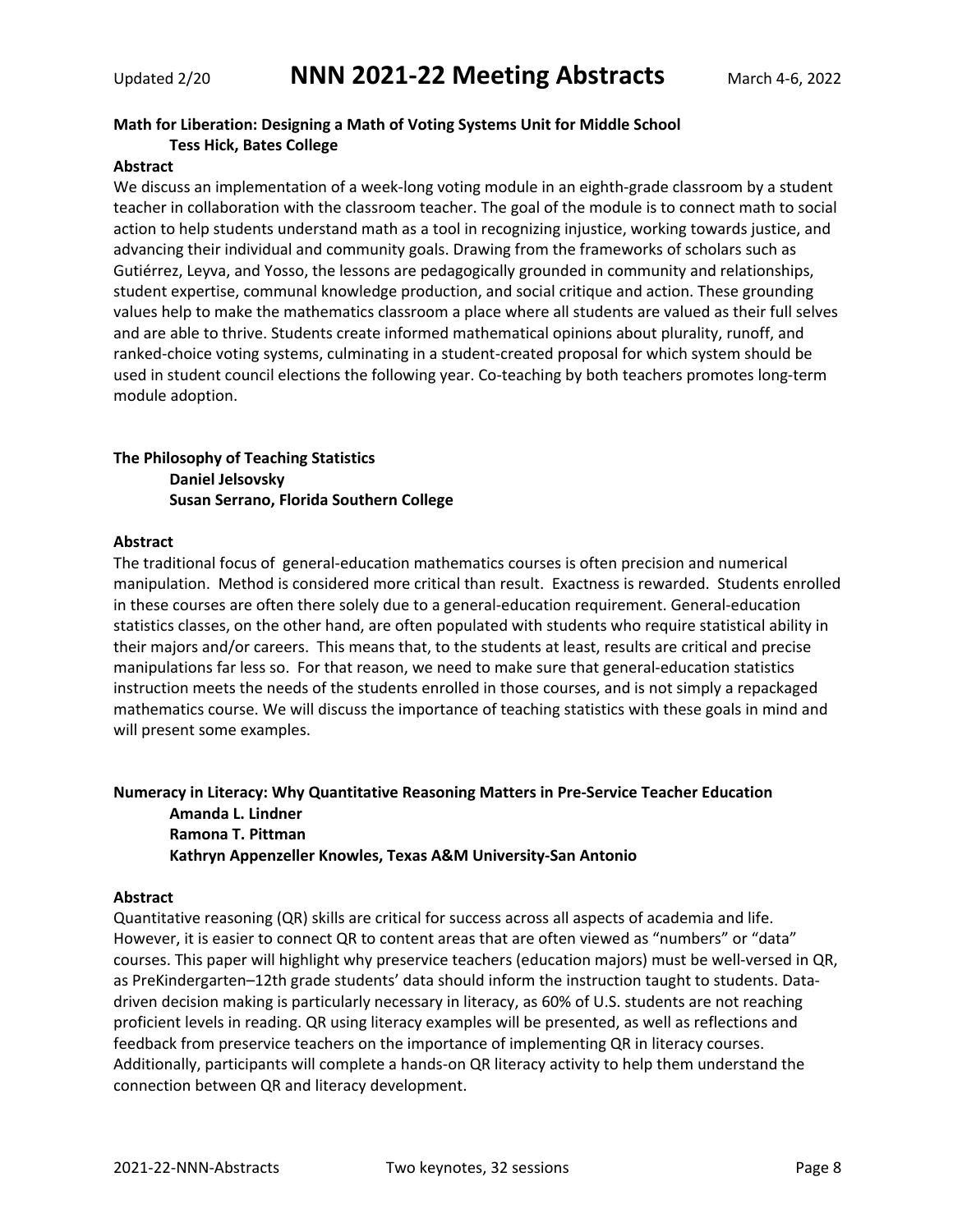**Math for Liberation: Designing a Math of Voting Systems Unit for Middle School**

**Tess Hick, Bates College**

**Abstract**

We discuss an implementation of a week-long voting module in an eighth-grade classroom by a student teacher in collaboration with the classroom teacher. The goal of the module is to connect math to social action to help students understand math as a tool in recognizing injustice, working towards justice, and advancing their individual and community goals. Drawing from the frameworks of scholars such as Gutiérrez, Leyva, and Yosso, the lessons are pedagogically grounded in community and relationships, student expertise, communal knowledge production, and social critique and action. These grounding values help to make the mathematics classroom a place where all students are valued as their full selves and are able to thrive. Students create informed mathematical opinions about plurality, runoff, and ranked-choice voting systems, culminating in a student-created proposal for which system should be used in student council elections the following year. Co-teaching by both teachers promotes long-term module adoption.

**The Philosophy of Teaching Statistics**

**Daniel Jelsovsky**

**Susan Serrano, Florida Southern College**

**Abstract**

The traditional focus of general-education mathematics courses is often precision and numerical manipulation. Method is considered more critical than result. Exactness is rewarded. Students enrolled in these courses are often there solely due to a general-education requirement. General-education statistics classes, on the other hand, are often populated with students who require statistical ability in their majors and/or careers. This means that, to the students at least, results are critical and precise manipulations far less so. For that reason, we need to make sure that general-education statistics instruction meets the needs of the students enrolled in those courses, and is not simply a repackaged mathematics course. We will discuss the importance of teaching statistics with these goals in mind and will present some examples.

**Numeracy in Literacy: Why Quantitative Reasoning Matters in Pre-Service Teacher Education**

**Amanda L. Lindner**

**Ramona T. Pittman**

**Kathryn Appenzeller Knowles, Texas A&M University-San Antonio**

**Abstract**

Quantitative reasoning (QR) skills are critical for success across all aspects of academia and life. However, it is easier to connect QR to content areas that are often viewed as “numbers” or “data” courses. This paper will highlight why preservice teachers (education majors) must be well-versed in QR, as PreKindergarten–12th grade students’ data should inform the instruction taught to students. Data-driven decision making is particularly necessary in literacy, as 60% of U.S. students are not reaching proficient levels in reading. QR using literacy examples will be presented, as well as reflections and feedback from preservice teachers on the importance of implementing QR in literacy courses. Additionally, participants will complete a hands-on QR literacy activity to help them understand the connection between QR and literacy development.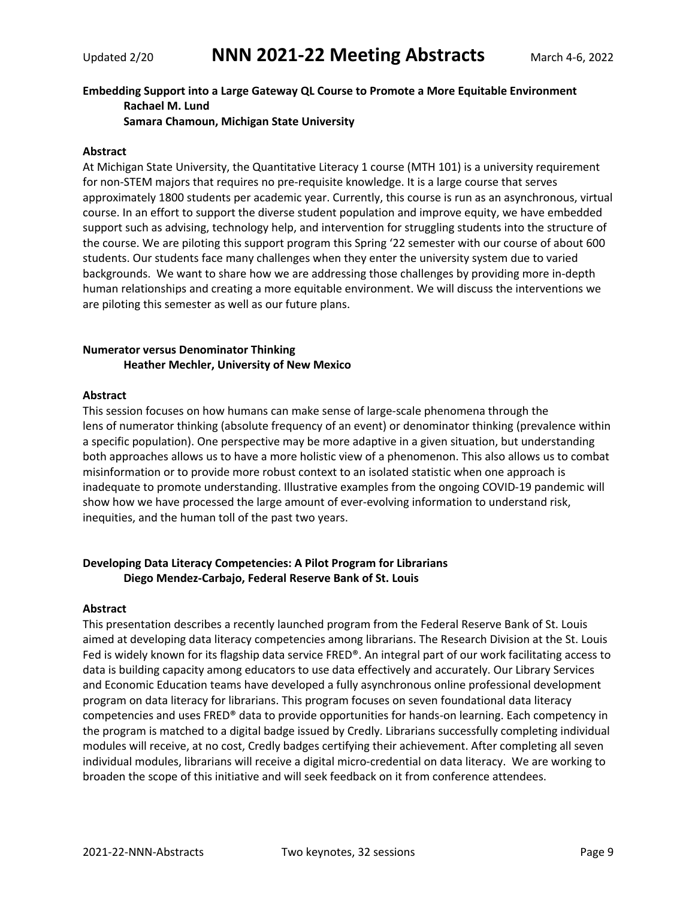**Embedding Support into a Large Gateway QL Course to Promote a More Equitable Environment**
**Rachael M. Lund**
**Samara Chamoun, Michigan State University**

**Abstract**

At Michigan State University, the Quantitative Literacy 1 course (MTH 101) is a university requirement for non-STEM majors that requires no pre-requisite knowledge. It is a large course that serves approximately 1800 students per academic year. Currently, this course is run as an asynchronous, virtual course. In an effort to support the diverse student population and improve equity, we have embedded support such as advising, technology help, and intervention for struggling students into the structure of the course. We are piloting this support program this Spring '22 semester with our course of about 600 students. Our students face many challenges when they enter the university system due to varied backgrounds. We want to share how we are addressing those challenges by providing more in-depth human relationships and creating a more equitable environment. We will discuss the interventions we are piloting this semester as well as our future plans.

**Numerator versus Denominator Thinking**
**Heather Mechler, University of New Mexico**

**Abstract**

This session focuses on how humans can make sense of large-scale phenomena through the lens of numerator thinking (absolute frequency of an event) or denominator thinking (prevalence within a specific population). One perspective may be more adaptive in a given situation, but understanding both approaches allows us to have a more holistic view of a phenomenon. This also allows us to combat misinformation or to provide more robust context to an isolated statistic when one approach is inadequate to promote understanding. Illustrative examples from the ongoing COVID-19 pandemic will show how we have processed the large amount of ever-evolving information to understand risk, inequities, and the human toll of the past two years.

**Developing Data Literacy Competencies: A Pilot Program for Librarians**
**Diego Mendez-Carbajo, Federal Reserve Bank of St. Louis**

**Abstract**

This presentation describes a recently launched program from the Federal Reserve Bank of St. Louis aimed at developing data literacy competencies among librarians. The Research Division at the St. Louis Fed is widely known for its flagship data service FRED®. An integral part of our work facilitating access to data is building capacity among educators to use data effectively and accurately. Our Library Services and Economic Education teams have developed a fully asynchronous online professional development program on data literacy for librarians. This program focuses on seven foundational data literacy competencies and uses FRED® data to provide opportunities for hands-on learning. Each competency in the program is matched to a digital badge issued by Credly. Librarians successfully completing individual modules will receive, at no cost, Credly badges certifying their achievement. After completing all seven individual modules, librarians will receive a digital micro-credential on data literacy. We are working to broaden the scope of this initiative and will seek feedback on it from conference attendees.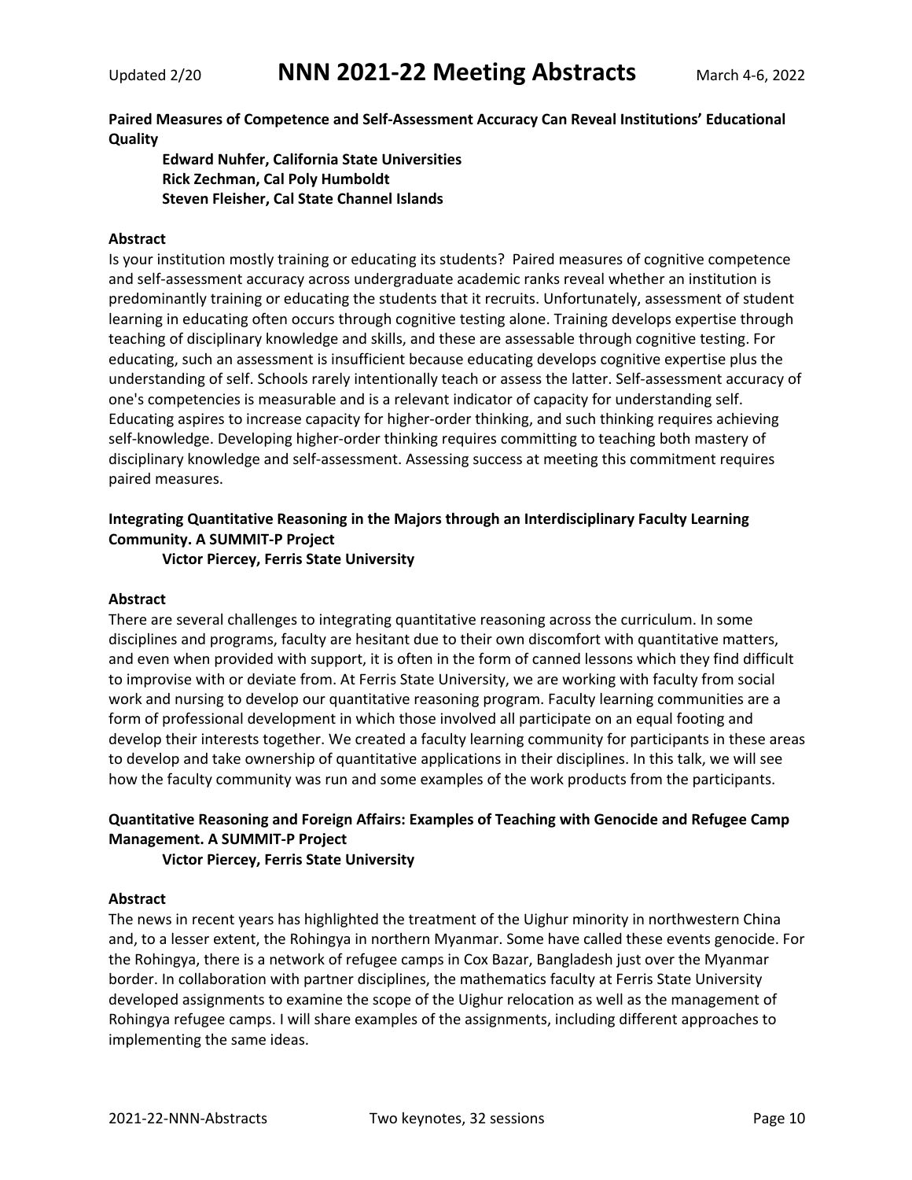**Paired Measures of Competence and Self-Assessment Accuracy Can Reveal Institutions' Educational Quality**

**Edward Nuhfer, California State Universities**
**Rick Zechman, Cal Poly Humboldt**
**Steven Fleisher, Cal State Channel Islands**

**Abstract**

Is your institution mostly training or educating its students? Paired measures of cognitive competence and self-assessment accuracy across undergraduate academic ranks reveal whether an institution is predominantly training or educating the students that it recruits. Unfortunately, assessment of student learning in educating often occurs through cognitive testing alone. Training develops expertise through teaching of disciplinary knowledge and skills, and these are assessable through cognitive testing. For educating, such an assessment is insufficient because educating develops cognitive expertise plus the understanding of self. Schools rarely intentionally teach or assess the latter. Self-assessment accuracy of one's competencies is measurable and is a relevant indicator of capacity for understanding self. Educating aspires to increase capacity for higher-order thinking, and such thinking requires achieving self-knowledge. Developing higher-order thinking requires committing to teaching both mastery of disciplinary knowledge and self-assessment. Assessing success at meeting this commitment requires paired measures.

**Integrating Quantitative Reasoning in the Majors through an Interdisciplinary Faculty Learning Community. A SUMMIT-P Project**

**Victor Piercey, Ferris State University**

**Abstract**

There are several challenges to integrating quantitative reasoning across the curriculum. In some disciplines and programs, faculty are hesitant due to their own discomfort with quantitative matters, and even when provided with support, it is often in the form of canned lessons which they find difficult to improvise with or deviate from. At Ferris State University, we are working with faculty from social work and nursing to develop our quantitative reasoning program. Faculty learning communities are a form of professional development in which those involved all participate on an equal footing and develop their interests together. We created a faculty learning community for participants in these areas to develop and take ownership of quantitative applications in their disciplines. In this talk, we will see how the faculty community was run and some examples of the work products from the participants.

**Quantitative Reasoning and Foreign Affairs: Examples of Teaching with Genocide and Refugee Camp Management. A SUMMIT-P Project**

**Victor Piercey, Ferris State University**

**Abstract**

The news in recent years has highlighted the treatment of the Uighur minority in northwestern China and, to a lesser extent, the Rohingya in northern Myanmar. Some have called these events genocide. For the Rohingya, there is a network of refugee camps in Cox Bazar, Bangladesh just over the Myanmar border. In collaboration with partner disciplines, the mathematics faculty at Ferris State University developed assignments to examine the scope of the Uighur relocation as well as the management of Rohingya refugee camps. I will share examples of the assignments, including different approaches to implementing the same ideas.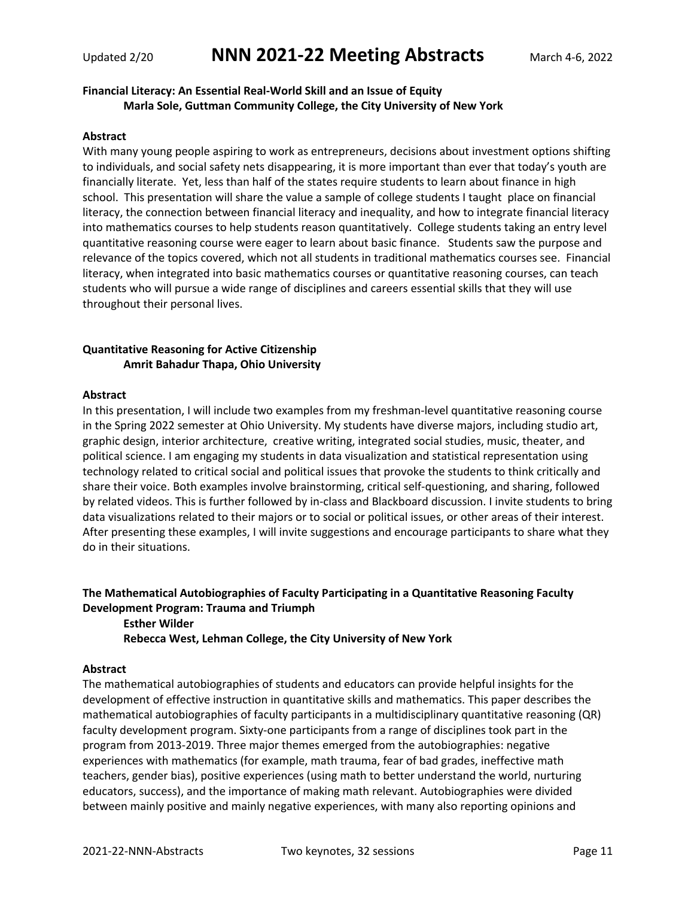**Financial Literacy: An Essential Real-World Skill and an Issue of Equity**
**Marla Sole, Guttman Community College, the City University of New York**

**Abstract**

With many young people aspiring to work as entrepreneurs, decisions about investment options shifting to individuals, and social safety nets disappearing, it is more important than ever that today's youth are financially literate. Yet, less than half of the states require students to learn about finance in high school. This presentation will share the value a sample of college students I taught place on financial literacy, the connection between financial literacy and inequality, and how to integrate financial literacy into mathematics courses to help students reason quantitatively. College students taking an entry level quantitative reasoning course were eager to learn about basic finance. Students saw the purpose and relevance of the topics covered, which not all students in traditional mathematics courses see. Financial literacy, when integrated into basic mathematics courses or quantitative reasoning courses, can teach students who will pursue a wide range of disciplines and careers essential skills that they will use throughout their personal lives.

**Quantitative Reasoning for Active Citizenship**
**Amrit Bahadur Thapa, Ohio University**

**Abstract**

In this presentation, I will include two examples from my freshman-level quantitative reasoning course in the Spring 2022 semester at Ohio University. My students have diverse majors, including studio art, graphic design, interior architecture, creative writing, integrated social studies, music, theater, and political science. I am engaging my students in data visualization and statistical representation using technology related to critical social and political issues that provoke the students to think critically and share their voice. Both examples involve brainstorming, critical self-questioning, and sharing, followed by related videos. This is further followed by in-class and Blackboard discussion. I invite students to bring data visualizations related to their majors or to social or political issues, or other areas of their interest. After presenting these examples, I will invite suggestions and encourage participants to share what they do in their situations.

**The Mathematical Autobiographies of Faculty Participating in a Quantitative Reasoning Faculty Development Program: Trauma and Triumph**
**Esther Wilder**
**Rebecca West, Lehman College, the City University of New York**

**Abstract**

The mathematical autobiographies of students and educators can provide helpful insights for the development of effective instruction in quantitative skills and mathematics. This paper describes the mathematical autobiographies of faculty participants in a multidisciplinary quantitative reasoning (QR) faculty development program. Sixty-one participants from a range of disciplines took part in the program from 2013-2019. Three major themes emerged from the autobiographies: negative experiences with mathematics (for example, math trauma, fear of bad grades, ineffective math teachers, gender bias), positive experiences (using math to better understand the world, nurturing educators, success), and the importance of making math relevant. Autobiographies were divided between mainly positive and mainly negative experiences, with many also reporting opinions and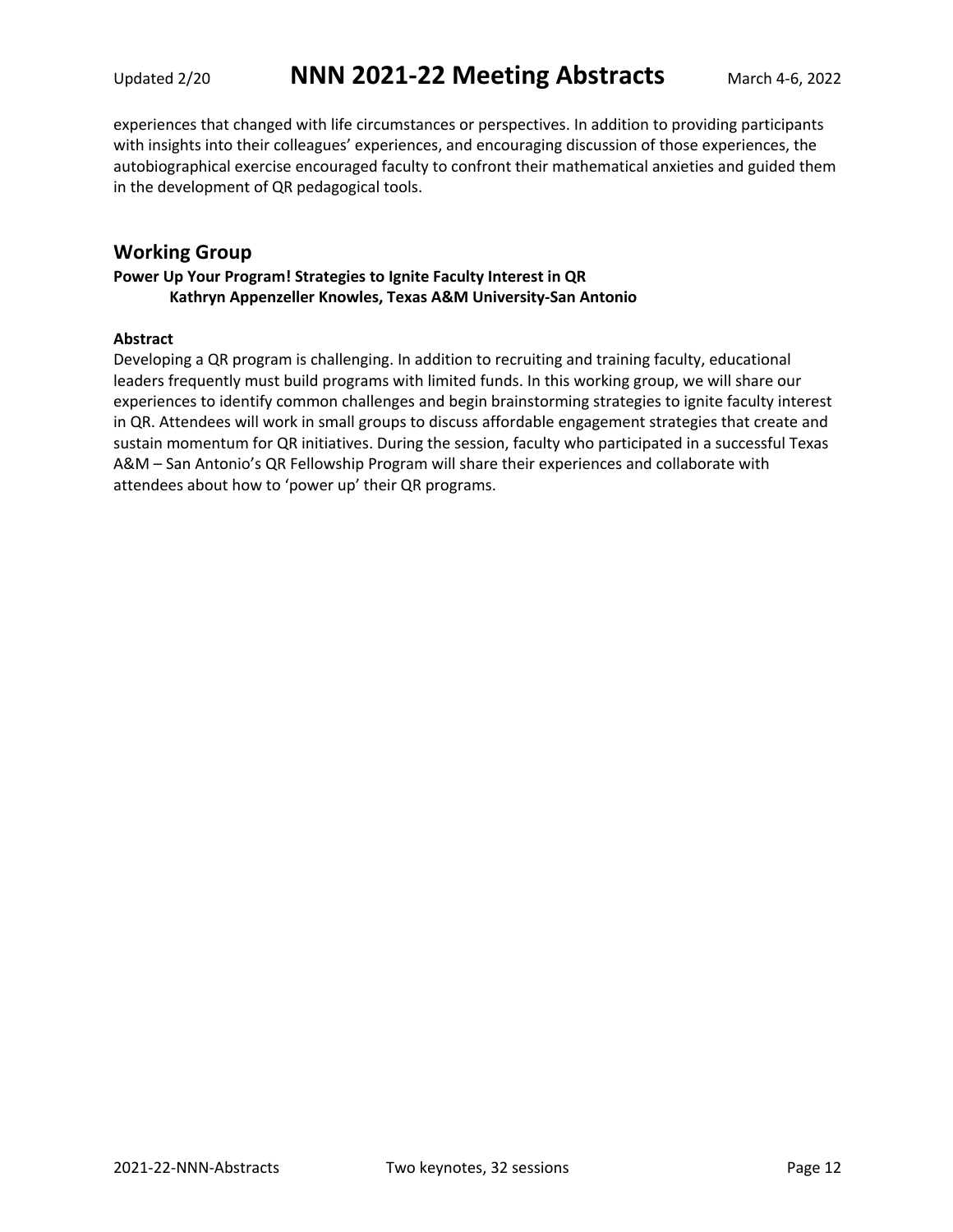experiences that changed with life circumstances or perspectives. In addition to providing participants with insights into their colleagues' experiences, and encouraging discussion of those experiences, the autobiographical exercise encouraged faculty to confront their mathematical anxieties and guided them in the development of QR pedagogical tools.

## Working Group

**Power Up Your Program! Strategies to Ignite Faculty Interest in QR**
**Kathryn Appenzeller Knowles, Texas A&M University-San Antonio**

**Abstract**

Developing a QR program is challenging. In addition to recruiting and training faculty, educational leaders frequently must build programs with limited funds. In this working group, we will share our experiences to identify common challenges and begin brainstorming strategies to ignite faculty interest in QR. Attendees will work in small groups to discuss affordable engagement strategies that create and sustain momentum for QR initiatives. During the session, faculty who participated in a successful Texas A&M – San Antonio's QR Fellowship Program will share their experiences and collaborate with attendees about how to 'power up' their QR programs.